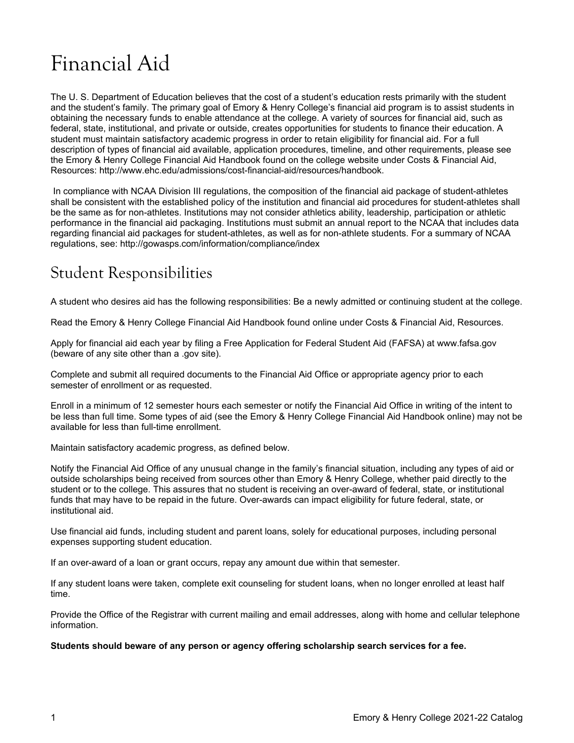# Financial Aid

The U. S. Department of Education believes that the cost of a student's education rests primarily with the student and the student's family. The primary goal of Emory & Henry College's financial aid program is to assist students in obtaining the necessary funds to enable attendance at the college. A variety of sources for financial aid, such as federal, state, institutional, and private or outside, creates opportunities for students to finance their education. A student must maintain satisfactory academic progress in order to retain eligibility for financial aid. For a full description of types of financial aid available, application procedures, timeline, and other requirements, please see the Emory & Henry College Financial Aid Handbook found on the college website under Costs & Financial Aid, Resources: http://www.ehc.edu/admissions/cost-financial-aid/resources/handbook.

In compliance with NCAA Division III regulations, the composition of the financial aid package of student-athletes shall be consistent with the established policy of the institution and financial aid procedures for student-athletes shall be the same as for non-athletes. Institutions may not consider athletics ability, leadership, participation or athletic performance in the financial aid packaging. Institutions must submit an annual report to the NCAA that includes data regarding financial aid packages for student-athletes, as well as for non-athlete students. For a summary of NCAA regulations, see: http://gowasps.com/information/compliance/index

## Student Responsibilities

A student who desires aid has the following responsibilities: Be a newly admitted or continuing student at the college.

Read the Emory & Henry College Financial Aid Handbook found online under Costs & Financial Aid, Resources.

Apply for financial aid each year by filing a Free Application for Federal Student Aid (FAFSA) at www.fafsa.gov (beware of any site other than a .gov site).

Complete and submit all required documents to the Financial Aid Office or appropriate agency prior to each semester of enrollment or as requested.

Enroll in a minimum of 12 semester hours each semester or notify the Financial Aid Office in writing of the intent to be less than full time. Some types of aid (see the Emory & Henry College Financial Aid Handbook online) may not be available for less than full-time enrollment.

Maintain satisfactory academic progress, as defined below.

Notify the Financial Aid Office of any unusual change in the family's financial situation, including any types of aid or outside scholarships being received from sources other than Emory & Henry College, whether paid directly to the student or to the college. This assures that no student is receiving an over-award of federal, state, or institutional funds that may have to be repaid in the future. Over-awards can impact eligibility for future federal, state, or institutional aid.

Use financial aid funds, including student and parent loans, solely for educational purposes, including personal expenses supporting student education.

If an over-award of a loan or grant occurs, repay any amount due within that semester.

If any student loans were taken, complete exit counseling for student loans, when no longer enrolled at least half time.

Provide the Office of the Registrar with current mailing and email addresses, along with home and cellular telephone information.

**Students should beware of any person or agency offering scholarship search services for a fee.**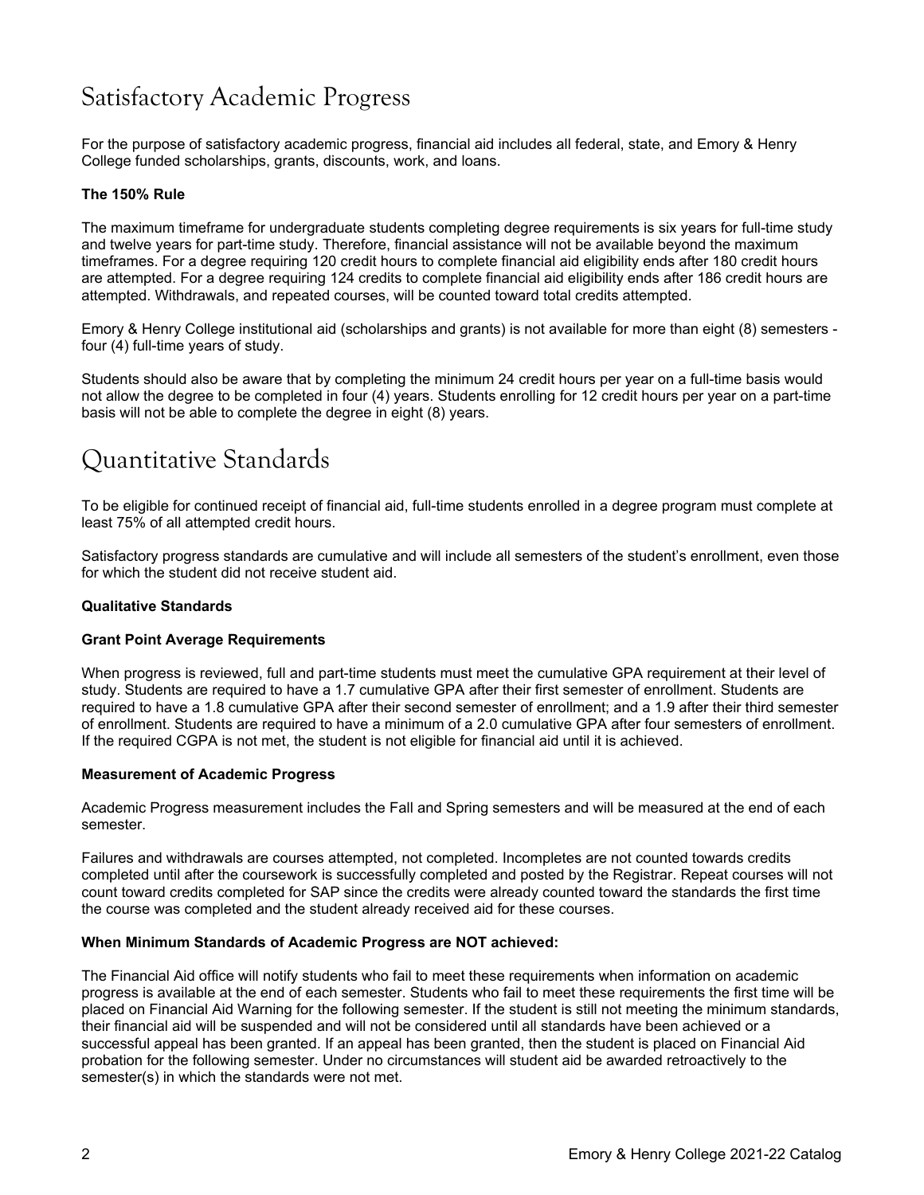# Satisfactory Academic Progress

For the purpose of satisfactory academic progress, financial aid includes all federal, state, and Emory & Henry College funded scholarships, grants, discounts, work, and loans.

**The 150% Rule**

The maximum timeframe for undergraduate students completing degree requirements is six years for full-time study and twelve years for part-time study. Therefore, financial assistance will not be available beyond the maximum timeframes. For a degree requiring 120 credit hours to complete financial aid eligibility ends after 180 credit hours are attempted. For a degree requiring 124 credits to complete financial aid eligibility ends after 186 credit hours are attempted. Withdrawals, and repeated courses, will be counted toward total credits attempted.

Emory & Henry College institutional aid (scholarships and grants) is not available for more than eight (8) semesters - four (4) full-time years of study.

Students should also be aware that by completing the minimum 24 credit hours per year on a full-time basis would not allow the degree to be completed in four (4) years. Students enrolling for 12 credit hours per year on a part-time basis will not be able to complete the degree in eight (8) years.

# Quantitative Standards

To be eligible for continued receipt of financial aid, full-time students enrolled in a degree program must complete at least 75% of all attempted credit hours.

Satisfactory progress standards are cumulative and will include all semesters of the student's enrollment, even those for which the student did not receive student aid.

**Qualitative Standards**

**Grant Point Average Requirements**

When progress is reviewed, full and part-time students must meet the cumulative GPA requirement at their level of study. Students are required to have a 1.7 cumulative GPA after their first semester of enrollment. Students are required to have a 1.8 cumulative GPA after their second semester of enrollment; and a 1.9 after their third semester of enrollment. Students are required to have a minimum of a 2.0 cumulative GPA after four semesters of enrollment. If the required CGPA is not met, the student is not eligible for financial aid until it is achieved.

**Measurement of Academic Progress**

Academic Progress measurement includes the Fall and Spring semesters and will be measured at the end of each semester.

Failures and withdrawals are courses attempted, not completed. Incompletes are not counted towards credits completed until after the coursework is successfully completed and posted by the Registrar. Repeat courses will not count toward credits completed for SAP since the credits were already counted toward the standards the first time the course was completed and the student already received aid for these courses.

**When Minimum Standards of Academic Progress are NOT achieved:**

The Financial Aid office will notify students who fail to meet these requirements when information on academic progress is available at the end of each semester. Students who fail to meet these requirements the first time will be placed on Financial Aid Warning for the following semester. If the student is still not meeting the minimum standards, their financial aid will be suspended and will not be considered until all standards have been achieved or a successful appeal has been granted. If an appeal has been granted, then the student is placed on Financial Aid probation for the following semester. Under no circumstances will student aid be awarded retroactively to the semester(s) in which the standards were not met.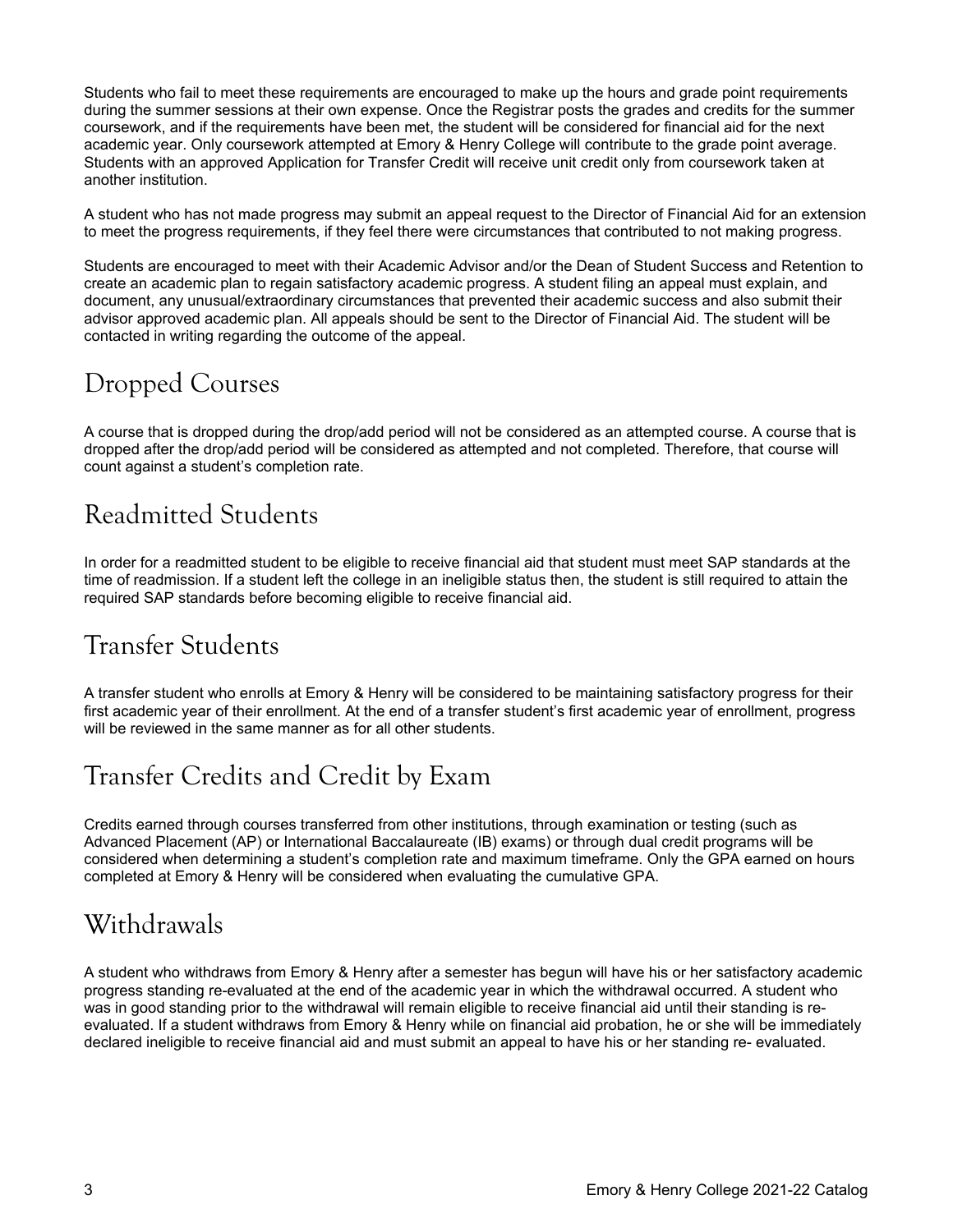Students who fail to meet these requirements are encouraged to make up the hours and grade point requirements during the summer sessions at their own expense. Once the Registrar posts the grades and credits for the summer coursework, and if the requirements have been met, the student will be considered for financial aid for the next academic year. Only coursework attempted at Emory & Henry College will contribute to the grade point average. Students with an approved Application for Transfer Credit will receive unit credit only from coursework taken at another institution.

A student who has not made progress may submit an appeal request to the Director of Financial Aid for an extension to meet the progress requirements, if they feel there were circumstances that contributed to not making progress.

Students are encouraged to meet with their Academic Advisor and/or the Dean of Student Success and Retention to create an academic plan to regain satisfactory academic progress. A student filing an appeal must explain, and document, any unusual/extraordinary circumstances that prevented their academic success and also submit their advisor approved academic plan. All appeals should be sent to the Director of Financial Aid. The student will be contacted in writing regarding the outcome of the appeal.

## Dropped Courses

A course that is dropped during the drop/add period will not be considered as an attempted course. A course that is dropped after the drop/add period will be considered as attempted and not completed. Therefore, that course will count against a student's completion rate.

## Readmitted Students

In order for a readmitted student to be eligible to receive financial aid that student must meet SAP standards at the time of readmission. If a student left the college in an ineligible status then, the student is still required to attain the required SAP standards before becoming eligible to receive financial aid.

## Transfer Students

A transfer student who enrolls at Emory & Henry will be considered to be maintaining satisfactory progress for their first academic year of their enrollment. At the end of a transfer student's first academic year of enrollment, progress will be reviewed in the same manner as for all other students.

## Transfer Credits and Credit by Exam

Credits earned through courses transferred from other institutions, through examination or testing (such as Advanced Placement (AP) or International Baccalaureate (IB) exams) or through dual credit programs will be considered when determining a student's completion rate and maximum timeframe. Only the GPA earned on hours completed at Emory & Henry will be considered when evaluating the cumulative GPA.

## Withdrawals

A student who withdraws from Emory & Henry after a semester has begun will have his or her satisfactory academic progress standing re-evaluated at the end of the academic year in which the withdrawal occurred. A student who was in good standing prior to the withdrawal will remain eligible to receive financial aid until their standing is re-evaluated. If a student withdraws from Emory & Henry while on financial aid probation, he or she will be immediately declared ineligible to receive financial aid and must submit an appeal to have his or her standing re- evaluated.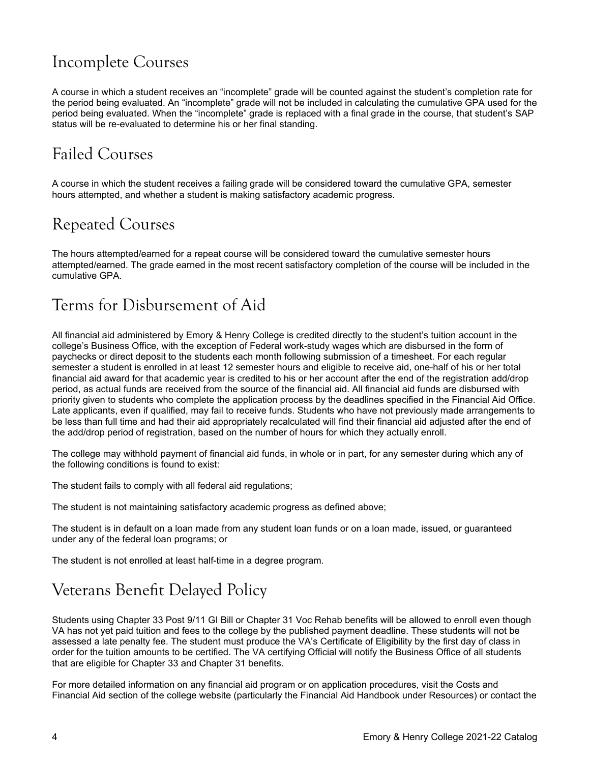## Incomplete Courses

A course in which a student receives an "incomplete" grade will be counted against the student's completion rate for the period being evaluated. An "incomplete" grade will not be included in calculating the cumulative GPA used for the period being evaluated. When the "incomplete" grade is replaced with a final grade in the course, that student's SAP status will be re-evaluated to determine his or her final standing.

## Failed Courses

A course in which the student receives a failing grade will be considered toward the cumulative GPA, semester hours attempted, and whether a student is making satisfactory academic progress.

## Repeated Courses

The hours attempted/earned for a repeat course will be considered toward the cumulative semester hours attempted/earned. The grade earned in the most recent satisfactory completion of the course will be included in the cumulative GPA.

## Terms for Disbursement of Aid

All financial aid administered by Emory & Henry College is credited directly to the student's tuition account in the college's Business Office, with the exception of Federal work-study wages which are disbursed in the form of paychecks or direct deposit to the students each month following submission of a timesheet. For each regular semester a student is enrolled in at least 12 semester hours and eligible to receive aid, one-half of his or her total financial aid award for that academic year is credited to his or her account after the end of the registration add/drop period, as actual funds are received from the source of the financial aid. All financial aid funds are disbursed with priority given to students who complete the application process by the deadlines specified in the Financial Aid Office. Late applicants, even if qualified, may fail to receive funds. Students who have not previously made arrangements to be less than full time and had their aid appropriately recalculated will find their financial aid adjusted after the end of the add/drop period of registration, based on the number of hours for which they actually enroll.

The college may withhold payment of financial aid funds, in whole or in part, for any semester during which any of the following conditions is found to exist:

The student fails to comply with all federal aid regulations;

The student is not maintaining satisfactory academic progress as defined above;

The student is in default on a loan made from any student loan funds or on a loan made, issued, or guaranteed under any of the federal loan programs; or

The student is not enrolled at least half-time in a degree program.

## Veterans Benefit Delayed Policy

Students using Chapter 33 Post 9/11 GI Bill or Chapter 31 Voc Rehab benefits will be allowed to enroll even though VA has not yet paid tuition and fees to the college by the published payment deadline. These students will not be assessed a late penalty fee. The student must produce the VA's Certificate of Eligibility by the first day of class in order for the tuition amounts to be certified. The VA certifying Official will notify the Business Office of all students that are eligible for Chapter 33 and Chapter 31 benefits.

For more detailed information on any financial aid program or on application procedures, visit the Costs and Financial Aid section of the college website (particularly the Financial Aid Handbook under Resources) or contact the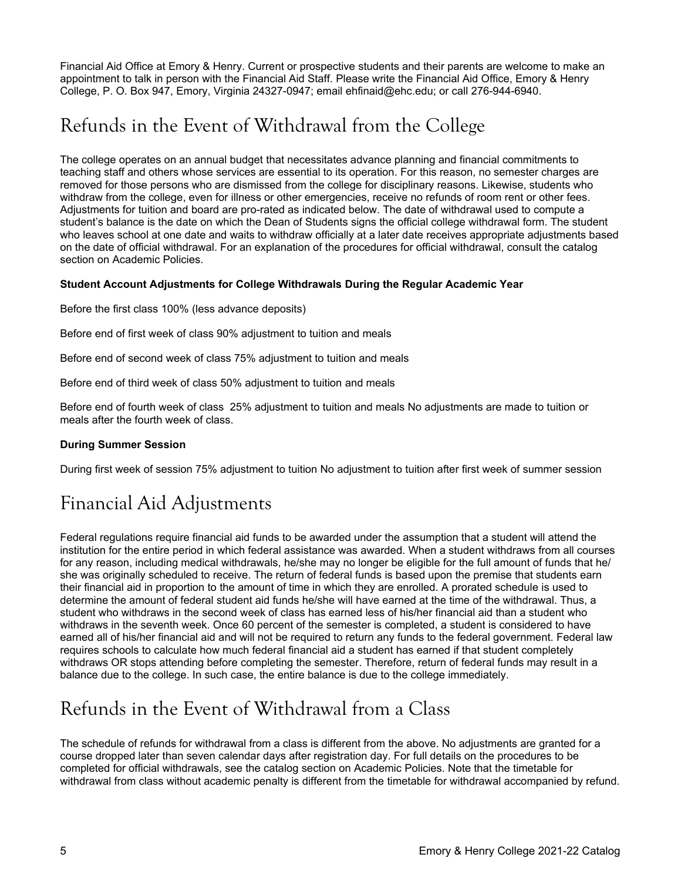Financial Aid Office at Emory & Henry. Current or prospective students and their parents are welcome to make an appointment to talk in person with the Financial Aid Staff. Please write the Financial Aid Office, Emory & Henry College, P. O. Box 947, Emory, Virginia 24327-0947; email ehfinaid@ehc.edu; or call 276-944-6940.

# Refunds in the Event of Withdrawal from the College

The college operates on an annual budget that necessitates advance planning and financial commitments to teaching staff and others whose services are essential to its operation. For this reason, no semester charges are removed for those persons who are dismissed from the college for disciplinary reasons. Likewise, students who withdraw from the college, even for illness or other emergencies, receive no refunds of room rent or other fees. Adjustments for tuition and board are pro-rated as indicated below. The date of withdrawal used to compute a student's balance is the date on which the Dean of Students signs the official college withdrawal form. The student who leaves school at one date and waits to withdraw officially at a later date receives appropriate adjustments based on the date of official withdrawal. For an explanation of the procedures for official withdrawal, consult the catalog section on Academic Policies.

**Student Account Adjustments for College Withdrawals During the Regular Academic Year**

Before the first class 100% (less advance deposits)

Before end of first week of class 90% adjustment to tuition and meals

Before end of second week of class 75% adjustment to tuition and meals

Before end of third week of class 50% adjustment to tuition and meals

Before end of fourth week of class 25% adjustment to tuition and meals No adjustments are made to tuition or meals after the fourth week of class.

**During Summer Session**

During first week of session 75% adjustment to tuition No adjustment to tuition after first week of summer session

# Financial Aid Adjustments

Federal regulations require financial aid funds to be awarded under the assumption that a student will attend the institution for the entire period in which federal assistance was awarded. When a student withdraws from all courses for any reason, including medical withdrawals, he/she may no longer be eligible for the full amount of funds that he/she was originally scheduled to receive. The return of federal funds is based upon the premise that students earn their financial aid in proportion to the amount of time in which they are enrolled. A prorated schedule is used to determine the amount of federal student aid funds he/she will have earned at the time of the withdrawal. Thus, a student who withdraws in the second week of class has earned less of his/her financial aid than a student who withdraws in the seventh week. Once 60 percent of the semester is completed, a student is considered to have earned all of his/her financial aid and will not be required to return any funds to the federal government. Federal law requires schools to calculate how much federal financial aid a student has earned if that student completely withdraws OR stops attending before completing the semester. Therefore, return of federal funds may result in a balance due to the college. In such case, the entire balance is due to the college immediately.

# Refunds in the Event of Withdrawal from a Class

The schedule of refunds for withdrawal from a class is different from the above. No adjustments are granted for a course dropped later than seven calendar days after registration day. For full details on the procedures to be completed for official withdrawals, see the catalog section on Academic Policies. Note that the timetable for withdrawal from class without academic penalty is different from the timetable for withdrawal accompanied by refund.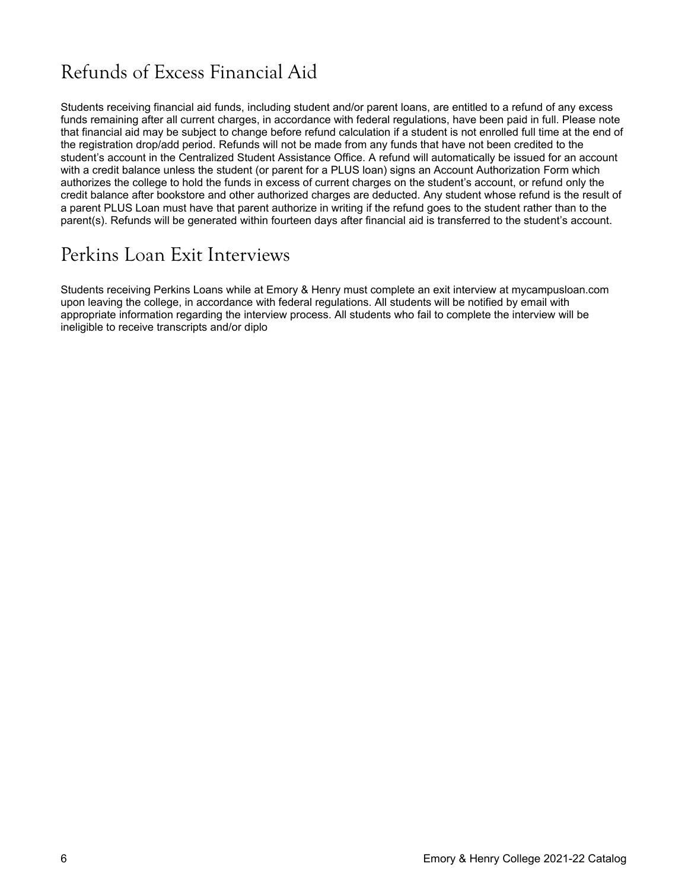## Refunds of Excess Financial Aid

Students receiving financial aid funds, including student and/or parent loans, are entitled to a refund of any excess funds remaining after all current charges, in accordance with federal regulations, have been paid in full. Please note that financial aid may be subject to change before refund calculation if a student is not enrolled full time at the end of the registration drop/add period. Refunds will not be made from any funds that have not been credited to the student's account in the Centralized Student Assistance Office. A refund will automatically be issued for an account with a credit balance unless the student (or parent for a PLUS loan) signs an Account Authorization Form which authorizes the college to hold the funds in excess of current charges on the student's account, or refund only the credit balance after bookstore and other authorized charges are deducted. Any student whose refund is the result of a parent PLUS Loan must have that parent authorize in writing if the refund goes to the student rather than to the parent(s). Refunds will be generated within fourteen days after financial aid is transferred to the student's account.

## Perkins Loan Exit Interviews

Students receiving Perkins Loans while at Emory & Henry must complete an exit interview at mycampusloan.com upon leaving the college, in accordance with federal regulations. All students will be notified by email with appropriate information regarding the interview process. All students who fail to complete the interview will be ineligible to receive transcripts and/or diplo